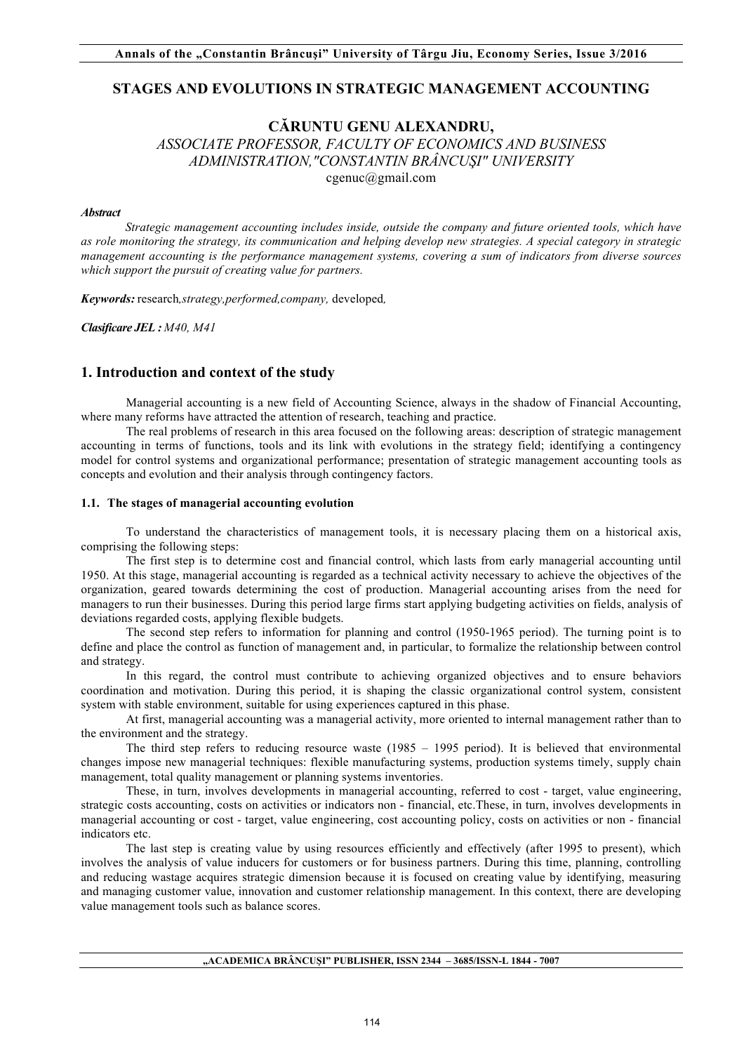# STAGES AND EVOLUTIONS IN STRATEGIC MANAGEMENT ACCOUNTING

**CĂRUNTU GENU ALEXANDRU,**
*ASSOCIATE PROFESSOR, FACULTY OF ECONOMICS AND BUSINESS ADMINISTRATION,"CONSTANTIN BRÂNCUŞI" UNIVERSITY*
cgenuc@gmail.com

***Abstract***

*Strategic management accounting includes inside, outside the company and future oriented tools, which have as role monitoring the strategy, its communication and helping develop new strategies. A special category in strategic management accounting is the performance management systems, covering a sum of indicators from diverse sources which support the pursuit of creating value for partners.*

***Keywords:*** research*,strategy,performed,company,* developed*,*

***Clasificare JEL :*** *M40, M41*

## 1. Introduction and context of the study

Managerial accounting is a new field of Accounting Science, always in the shadow of Financial Accounting, where many reforms have attracted the attention of research, teaching and practice.

The real problems of research in this area focused on the following areas: description of strategic management accounting in terms of functions, tools and its link with evolutions in the strategy field; identifying a contingency model for control systems and organizational performance; presentation of strategic management accounting tools as concepts and evolution and their analysis through contingency factors.

### 1.1. The stages of managerial accounting evolution

To understand the characteristics of management tools, it is necessary placing them on a historical axis, comprising the following steps:

The first step is to determine cost and financial control, which lasts from early managerial accounting until 1950. At this stage, managerial accounting is regarded as a technical activity necessary to achieve the objectives of the organization, geared towards determining the cost of production. Managerial accounting arises from the need for managers to run their businesses. During this period large firms start applying budgeting activities on fields, analysis of deviations regarded costs, applying flexible budgets.

The second step refers to information for planning and control (1950-1965 period). The turning point is to define and place the control as function of management and, in particular, to formalize the relationship between control and strategy.

In this regard, the control must contribute to achieving organized objectives and to ensure behaviors coordination and motivation. During this period, it is shaping the classic organizational control system, consistent system with stable environment, suitable for using experiences captured in this phase.

At first, managerial accounting was a managerial activity, more oriented to internal management rather than to the environment and the strategy.

The third step refers to reducing resource waste (1985 – 1995 period). It is believed that environmental changes impose new managerial techniques: flexible manufacturing systems, production systems timely, supply chain management, total quality management or planning systems inventories.

These, in turn, involves developments in managerial accounting, referred to cost - target, value engineering, strategic costs accounting, costs on activities or indicators non - financial, etc.These, in turn, involves developments in managerial accounting or cost - target, value engineering, cost accounting policy, costs on activities or non - financial indicators etc.

The last step is creating value by using resources efficiently and effectively (after 1995 to present), which involves the analysis of value inducers for customers or for business partners. During this time, planning, controlling and reducing wastage acquires strategic dimension because it is focused on creating value by identifying, measuring and managing customer value, innovation and customer relationship management. In this context, there are developing value management tools such as balance scores.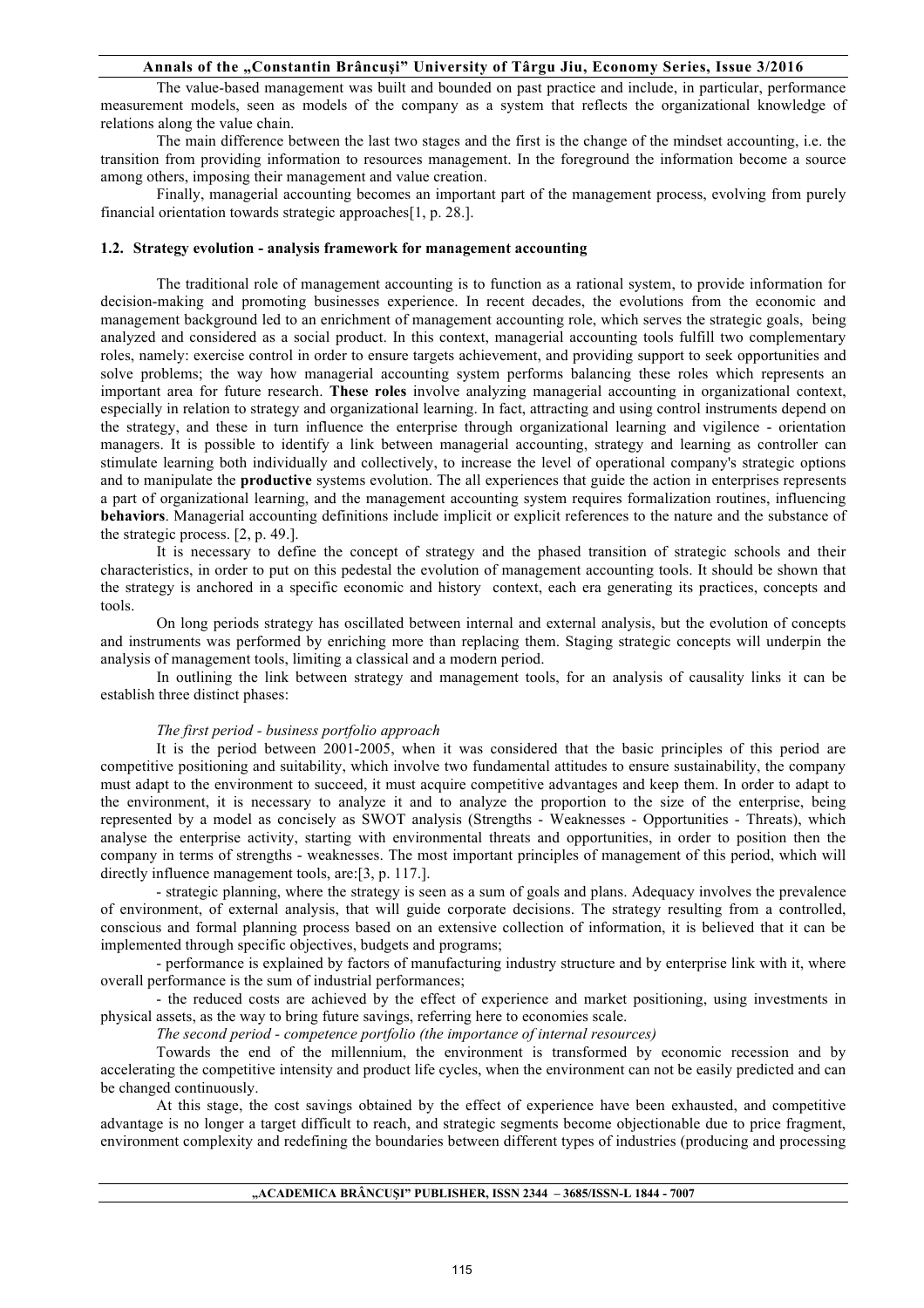The value-based management was built and bounded on past practice and include, in particular, performance measurement models, seen as models of the company as a system that reflects the organizational knowledge of relations along the value chain.

The main difference between the last two stages and the first is the change of the mindset accounting, i.e. the transition from providing information to resources management. In the foreground the information become a source among others, imposing their management and value creation.

Finally, managerial accounting becomes an important part of the management process, evolving from purely financial orientation towards strategic approaches[1, p. 28.].

### 1.2. Strategy evolution - analysis framework for management accounting

The traditional role of management accounting is to function as a rational system, to provide information for decision-making and promoting businesses experience. In recent decades, the evolutions from the economic and management background led to an enrichment of management accounting role, which serves the strategic goals, being analyzed and considered as a social product. In this context, managerial accounting tools fulfill two complementary roles, namely: exercise control in order to ensure targets achievement, and providing support to seek opportunities and solve problems; the way how managerial accounting system performs balancing these roles which represents an important area for future research. **These roles** involve analyzing managerial accounting in organizational context, especially in relation to strategy and organizational learning. In fact, attracting and using control instruments depend on the strategy, and these in turn influence the enterprise through organizational learning and vigilence - orientation managers. It is possible to identify a link between managerial accounting, strategy and learning as controller can stimulate learning both individually and collectively, to increase the level of operational company's strategic options and to manipulate the **productive** systems evolution. The all experiences that guide the action in enterprises represents a part of organizational learning, and the management accounting system requires formalization routines, influencing **behaviors**. Managerial accounting definitions include implicit or explicit references to the nature and the substance of the strategic process. [2, p. 49.].

It is necessary to define the concept of strategy and the phased transition of strategic schools and their characteristics, in order to put on this pedestal the evolution of management accounting tools. It should be shown that the strategy is anchored in a specific economic and history context, each era generating its practices, concepts and tools.

On long periods strategy has oscillated between internal and external analysis, but the evolution of concepts and instruments was performed by enriching more than replacing them. Staging strategic concepts will underpin the analysis of management tools, limiting a classical and a modern period.

In outlining the link between strategy and management tools, for an analysis of causality links it can be establish three distinct phases:

*The first period - business portfolio approach*

It is the period between 2001-2005, when it was considered that the basic principles of this period are competitive positioning and suitability, which involve two fundamental attitudes to ensure sustainability, the company must adapt to the environment to succeed, it must acquire competitive advantages and keep them. In order to adapt to the environment, it is necessary to analyze it and to analyze the proportion to the size of the enterprise, being represented by a model as concisely as SWOT analysis (Strengths - Weaknesses - Opportunities - Threats), which analyse the enterprise activity, starting with environmental threats and opportunities, in order to position then the company in terms of strengths - weaknesses. The most important principles of management of this period, which will directly influence management tools, are:[3, p. 117.].

- strategic planning, where the strategy is seen as a sum of goals and plans. Adequacy involves the prevalence of environment, of external analysis, that will guide corporate decisions. The strategy resulting from a controlled, conscious and formal planning process based on an extensive collection of information, it is believed that it can be implemented through specific objectives, budgets and programs;

- performance is explained by factors of manufacturing industry structure and by enterprise link with it, where overall performance is the sum of industrial performances;

- the reduced costs are achieved by the effect of experience and market positioning, using investments in physical assets, as the way to bring future savings, referring here to economies scale.

*The second period - competence portfolio (the importance of internal resources)*

Towards the end of the millennium, the environment is transformed by economic recession and by accelerating the competitive intensity and product life cycles, when the environment can not be easily predicted and can be changed continuously.

At this stage, the cost savings obtained by the effect of experience have been exhausted, and competitive advantage is no longer a target difficult to reach, and strategic segments become objectionable due to price fragment, environment complexity and redefining the boundaries between different types of industries (producing and processing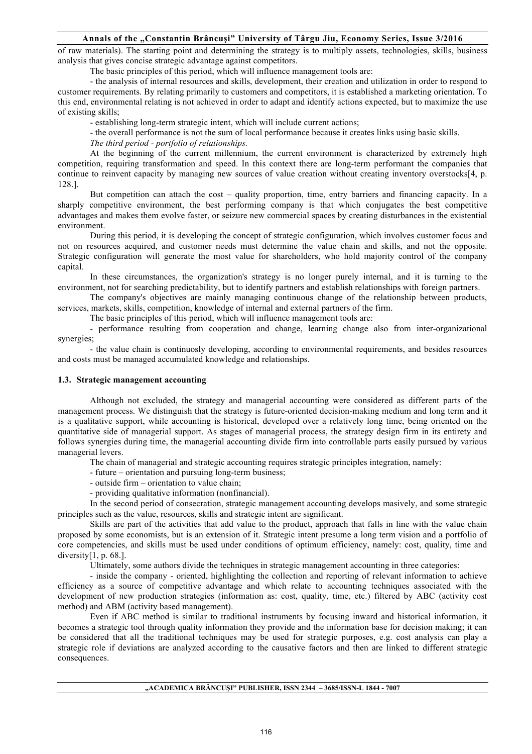of raw materials). The starting point and determining the strategy is to multiply assets, technologies, skills, business analysis that gives concise strategic advantage against competitors.

The basic principles of this period, which will influence management tools are:

- the analysis of internal resources and skills, development, their creation and utilization in order to respond to customer requirements. By relating primarily to customers and competitors, it is established a marketing orientation. To this end, environmental relating is not achieved in order to adapt and identify actions expected, but to maximize the use of existing skills;

- establishing long-term strategic intent, which will include current actions;

- the overall performance is not the sum of local performance because it creates links using basic skills.

*The third period - portfolio of relationships.*

At the beginning of the current millennium, the current environment is characterized by extremely high competition, requiring transformation and speed. In this context there are long-term performant the companies that continue to reinvent capacity by managing new sources of value creation without creating inventory overstocks[4, p. 128.].

But competition can attach the cost – quality proportion, time, entry barriers and financing capacity. In a sharply competitive environment, the best performing company is that which conjugates the best competitive advantages and makes them evolve faster, or seizure new commercial spaces by creating disturbances in the existential environment.

During this period, it is developing the concept of strategic configuration, which involves customer focus and not on resources acquired, and customer needs must determine the value chain and skills, and not the opposite. Strategic configuration will generate the most value for shareholders, who hold majority control of the company capital.

In these circumstances, the organization's strategy is no longer purely internal, and it is turning to the environment, not for searching predictability, but to identify partners and establish relationships with foreign partners.

The company's objectives are mainly managing continuous change of the relationship between products, services, markets, skills, competition, knowledge of internal and external partners of the firm.

The basic principles of this period, which will influence management tools are:

- performance resulting from cooperation and change, learning change also from inter-organizational synergies;

- the value chain is continuosly developing, according to environmental requirements, and besides resources and costs must be managed accumulated knowledge and relationships.

### 1.3. Strategic management accounting

Although not excluded, the strategy and managerial accounting were considered as different parts of the management process. We distinguish that the strategy is future-oriented decision-making medium and long term and it is a qualitative support, while accounting is historical, developed over a relatively long time, being oriented on the quantitative side of managerial support. As stages of managerial process, the strategy design firm in its entirety and follows synergies during time, the managerial accounting divide firm into controllable parts easily pursued by various managerial levers.

The chain of managerial and strategic accounting requires strategic principles integration, namely:

- future – orientation and pursuing long-term business;

- outside firm – orientation to value chain;

- providing qualitative information (nonfinancial).

In the second period of consecration, strategic management accounting develops masively, and some strategic principles such as the value, resources, skills and strategic intent are significant.

Skills are part of the activities that add value to the product, approach that falls in line with the value chain proposed by some economists, but is an extension of it. Strategic intent presume a long term vision and a portfolio of core competencies, and skills must be used under conditions of optimum efficiency, namely: cost, quality, time and diversity[1, p. 68.].

Ultimately, some authors divide the techniques in strategic management accounting in three categories:

- inside the company - oriented, highlighting the collection and reporting of relevant information to achieve efficiency as a source of competitive advantage and which relate to accounting techniques associated with the development of new production strategies (information as: cost, quality, time, etc.) filtered by ABC (activity cost method) and ABM (activity based management).

Even if ABC method is similar to traditional instruments by focusing inward and historical information, it becomes a strategic tool through quality information they provide and the information base for decision making; it can be considered that all the traditional techniques may be used for strategic purposes, e.g. cost analysis can play a strategic role if deviations are analyzed according to the causative factors and then are linked to different strategic consequences.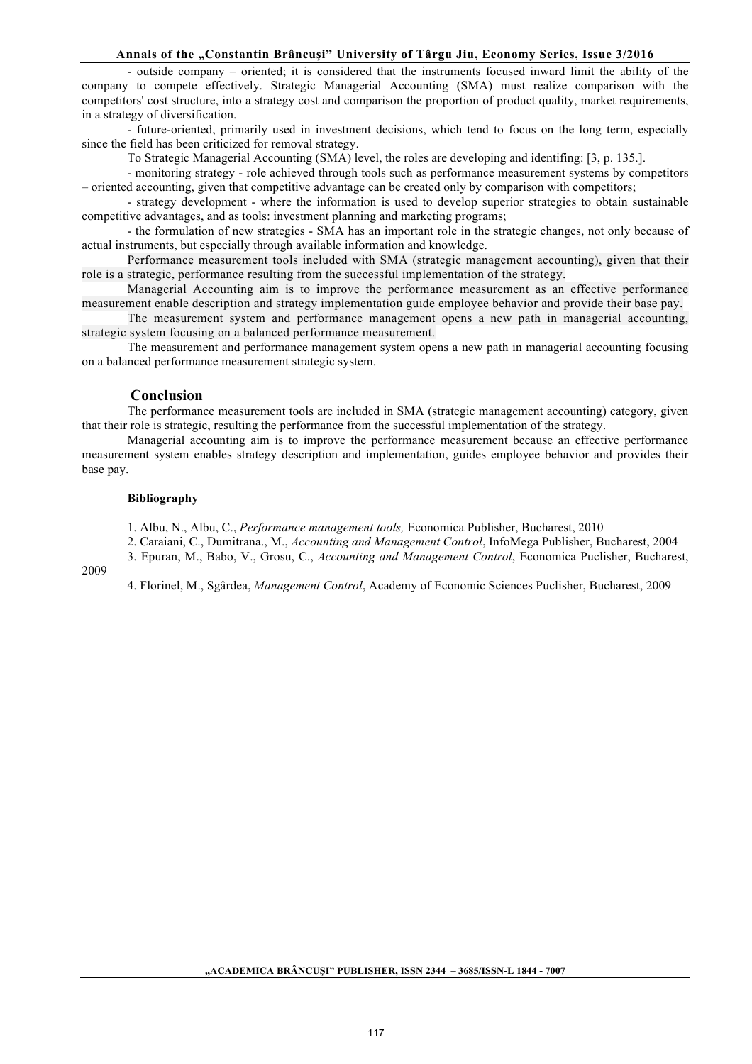- outside company – oriented; it is considered that the instruments focused inward limit the ability of the company to compete effectively. Strategic Managerial Accounting (SMA) must realize comparison with the competitors' cost structure, into a strategy cost and comparison the proportion of product quality, market requirements, in a strategy of diversification.

- future-oriented, primarily used in investment decisions, which tend to focus on the long term, especially since the field has been criticized for removal strategy.

To Strategic Managerial Accounting (SMA) level, the roles are developing and identifing: [3, p. 135.].

- monitoring strategy - role achieved through tools such as performance measurement systems by competitors – oriented accounting, given that competitive advantage can be created only by comparison with competitors;

- strategy development - where the information is used to develop superior strategies to obtain sustainable competitive advantages, and as tools: investment planning and marketing programs;

- the formulation of new strategies - SMA has an important role in the strategic changes, not only because of actual instruments, but especially through available information and knowledge.

Performance measurement tools included with SMA (strategic management accounting), given that their role is a strategic, performance resulting from the successful implementation of the strategy.

Managerial Accounting aim is to improve the performance measurement as an effective performance measurement enable description and strategy implementation guide employee behavior and provide their base pay.

The measurement system and performance management opens a new path in managerial accounting, strategic system focusing on a balanced performance measurement.

The measurement and performance management system opens a new path in managerial accounting focusing on a balanced performance measurement strategic system.

## Conclusion

The performance measurement tools are included in SMA (strategic management accounting) category, given that their role is strategic, resulting the performance from the successful implementation of the strategy.

Managerial accounting aim is to improve the performance measurement because an effective performance measurement system enables strategy description and implementation, guides employee behavior and provides their base pay.

**Bibliography**

1. Albu, N., Albu, C., *Performance management tools,* Economica Publisher, Bucharest, 2010
2. Caraiani, C., Dumitrana., M., *Accounting and Management Control*, InfoMega Publisher, Bucharest, 2004
3. Epuran, M., Babo, V., Grosu, C., *Accounting and Management Control*, Economica Puclisher, Bucharest, 2009
4. Florinel, M., Sgârdea, *Management Control*, Academy of Economic Sciences Puclisher, Bucharest, 2009